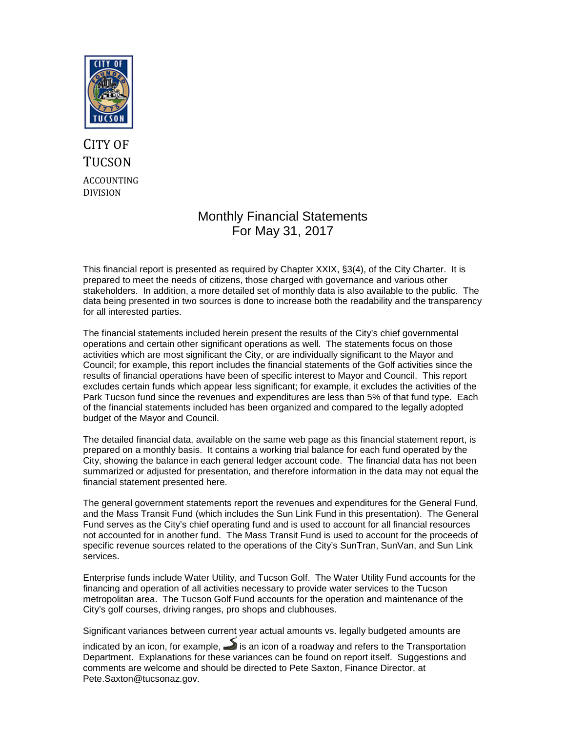CITY OF TUCSON

ACCOUNTING DIVISION

# Monthly Financial Statements
# For May 31, 2017

This financial report is presented as required by Chapter XXIX, §3(4), of the City Charter. It is prepared to meet the needs of citizens, those charged with governance and various other stakeholders. In addition, a more detailed set of monthly data is also available to the public. The data being presented in two sources is done to increase both the readability and the transparency for all interested parties.

The financial statements included herein present the results of the City's chief governmental operations and certain other significant operations as well. The statements focus on those activities which are most significant the City, or are individually significant to the Mayor and Council; for example, this report includes the financial statements of the Golf activities since the results of financial operations have been of specific interest to Mayor and Council. This report excludes certain funds which appear less significant; for example, it excludes the activities of the Park Tucson fund since the revenues and expenditures are less than 5% of that fund type. Each of the financial statements included has been organized and compared to the legally adopted budget of the Mayor and Council.

The detailed financial data, available on the same web page as this financial statement report, is prepared on a monthly basis. It contains a working trial balance for each fund operated by the City, showing the balance in each general ledger account code. The financial data has not been summarized or adjusted for presentation, and therefore information in the data may not equal the financial statement presented here.

The general government statements report the revenues and expenditures for the General Fund, and the Mass Transit Fund (which includes the Sun Link Fund in this presentation). The General Fund serves as the City's chief operating fund and is used to account for all financial resources not accounted for in another fund. The Mass Transit Fund is used to account for the proceeds of specific revenue sources related to the operations of the City's SunTran, SunVan, and Sun Link services.

Enterprise funds include Water Utility, and Tucson Golf. The Water Utility Fund accounts for the financing and operation of all activities necessary to provide water services to the Tucson metropolitan area. The Tucson Golf Fund accounts for the operation and maintenance of the City's golf courses, driving ranges, pro shops and clubhouses.

Significant variances between current year actual amounts vs. legally budgeted amounts are indicated by an icon, for example, is an icon of a roadway and refers to the Transportation Department. Explanations for these variances can be found on report itself. Suggestions and comments are welcome and should be directed to Pete Saxton, Finance Director, at Pete.Saxton@tucsonaz.gov.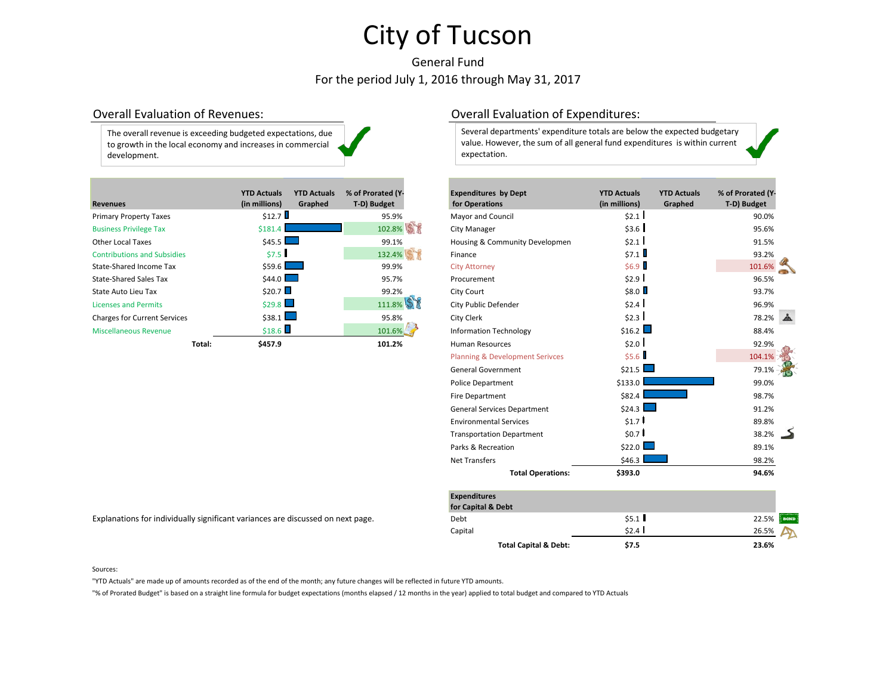# City of Tucson

General Fund

For the period July 1, 2016 through May 31, 2017

## Overall Evaluation of Revenues:

The overall revenue is exceeding budgeted expectations, due to growth in the local economy and increases in commercial development.

| Revenues | YTD Actuals (in millions) | YTD Actuals Graphed | % of Prorated (Y-T-D) Budget |
|---|---|---|---|
| Primary Property Taxes | $12.7 | | 95.9% |
| Business Privilege Tax | $181.4 | | 102.8% |
| Other Local Taxes | $45.5 | | 99.1% |
| Contributions and Subsidies | $7.5 | | 132.4% |
| State-Shared Income Tax | $59.6 | | 99.9% |
| State-Shared Sales Tax | $44.0 | | 95.7% |
| State Auto Lieu Tax | $20.7 | | 99.2% |
| Licenses and Permits | $29.8 | | 111.8% |
| Charges for Current Services | $38.1 | | 95.8% |
| Miscellaneous Revenue | $18.6 | | 101.6% |
| **Total:** | **$457.9** | | **101.2%** |

Explanations for individually significant variances are discussed on next page.

## Overall Evaluation of Expenditures:

Several departments' expenditure totals are below the expected budgetary value. However, the sum of all general fund expenditures is within current expectation.

| Expenditures by Dept for Operations | YTD Actuals (in millions) | YTD Actuals Graphed | % of Prorated (Y-T-D) Budget |
|---|---|---|---|
| Mayor and Council | $2.1 | | 90.0% |
| City Manager | $3.6 | | 95.6% |
| Housing & Community Developmen | $2.1 | | 91.5% |
| Finance | $7.1 | | 93.2% |
| City Attorney | $6.9 | | 101.6% |
| Procurement | $2.9 | | 96.5% |
| City Court | $8.0 | | 93.7% |
| City Public Defender | $2.4 | | 96.9% |
| City Clerk | $2.3 | | 78.2% |
| Information Technology | $16.2 | | 88.4% |
| Human Resources | $2.0 | | 92.9% |
| Planning & Development Serivces | $5.6 | | 104.1% |
| General Government | $21.5 | | 79.1% |
| Police Department | $133.0 | | 99.0% |
| Fire Department | $82.4 | | 98.7% |
| General Services Department | $24.3 | | 91.2% |
| Environmental Services | $1.7 | | 89.8% |
| Transportation Department | $0.7 | | 38.2% |
| Parks & Recreation | $22.0 | | 89.1% |
| Net Transfers | $46.3 | | 98.2% |
| **Total Operations:** | **$393.0** | | **94.6%** |

| Expenditures for Capital & Debt | | | |
|---|---|---|---|
| Debt | $5.1 | | 22.5% |
| Capital | $2.4 | | 26.5% |
| **Total Capital & Debt:** | **$7.5** | | **23.6%** |

Sources:

"YTD Actuals" are made up of amounts recorded as of the end of the month; any future changes will be reflected in future YTD amounts.

"% of Prorated Budget" is based on a straight line formula for budget expectations (months elapsed / 12 months in the year) applied to total budget and compared to YTD Actuals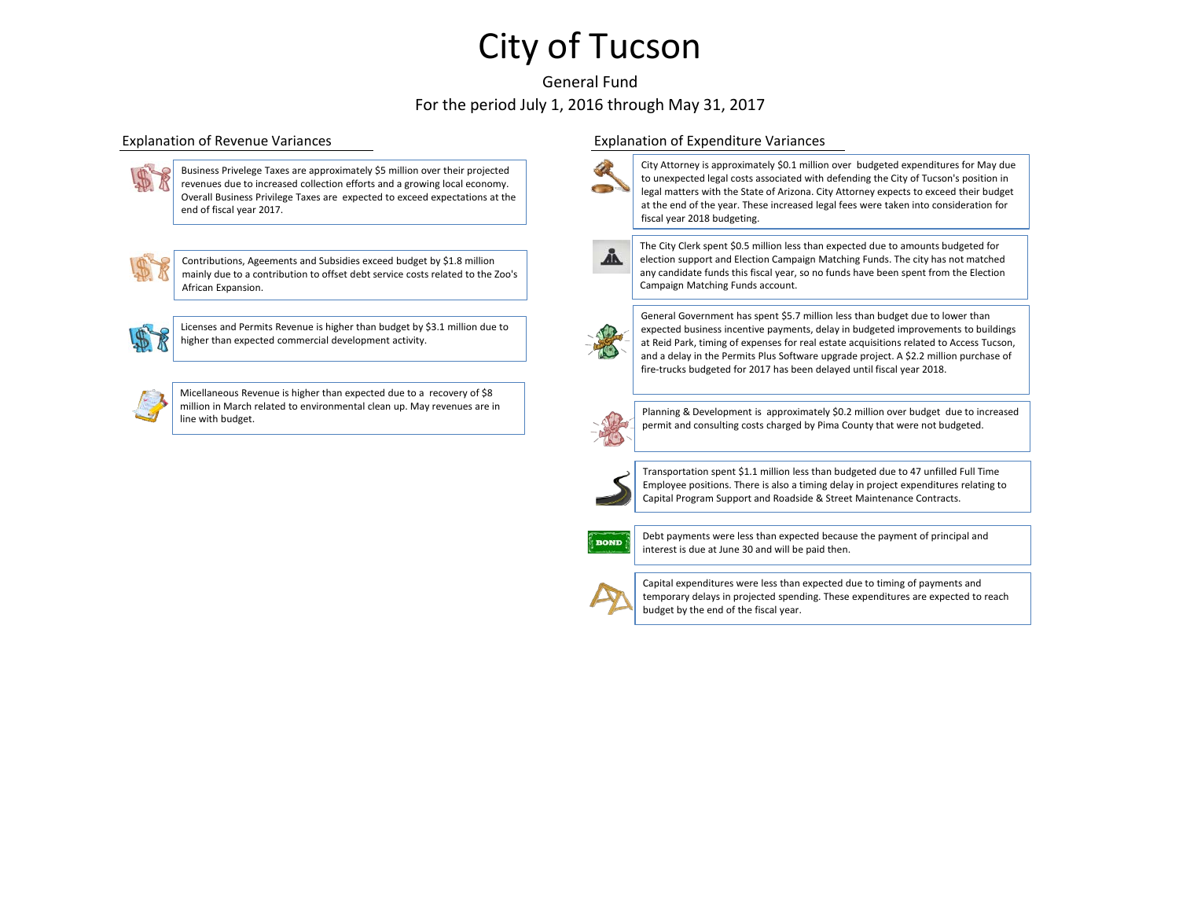# City of Tucson

General Fund

For the period July 1, 2016 through May 31, 2017

## Explanation of Revenue Variances

Business Privelege Taxes are approximately $5 million over their projected revenues due to increased collection efforts and a growing local economy. Overall Business Privilege Taxes are expected to exceed expectations at the end of fiscal year 2017.

Contributions, Ageements and Subsidies exceed budget by $1.8 million mainly due to a contribution to offset debt service costs related to the Zoo's African Expansion.

Licenses and Permits Revenue is higher than budget by $3.1 million due to higher than expected commercial development activity.

Micellaneous Revenue is higher than expected due to a recovery of $8 million in March related to environmental clean up. May revenues are in line with budget.

## Explanation of Expenditure Variances

City Attorney is approximately $0.1 million over budgeted expenditures for May due to unexpected legal costs associated with defending the City of Tucson's position in legal matters with the State of Arizona. City Attorney expects to exceed their budget at the end of the year. These increased legal fees were taken into consideration for fiscal year 2018 budgeting.

The City Clerk spent $0.5 million less than expected due to amounts budgeted for election support and Election Campaign Matching Funds. The city has not matched any candidate funds this fiscal year, so no funds have been spent from the Election Campaign Matching Funds account.

General Government has spent $5.7 million less than budget due to lower than expected business incentive payments, delay in budgeted improvements to buildings at Reid Park, timing of expenses for real estate acquisitions related to Access Tucson, and a delay in the Permits Plus Software upgrade project. A $2.2 million purchase of fire-trucks budgeted for 2017 has been delayed until fiscal year 2018.

Planning & Development is approximately $0.2 million over budget due to increased permit and consulting costs charged by Pima County that were not budgeted.

Transportation spent $1.1 million less than budgeted due to 47 unfilled Full Time Employee positions. There is also a timing delay in project expenditures relating to Capital Program Support and Roadside & Street Maintenance Contracts.

Debt payments were less than expected because the payment of principal and interest is due at June 30 and will be paid then.

Capital expenditures were less than expected due to timing of payments and temporary delays in projected spending. These expenditures are expected to reach budget by the end of the fiscal year.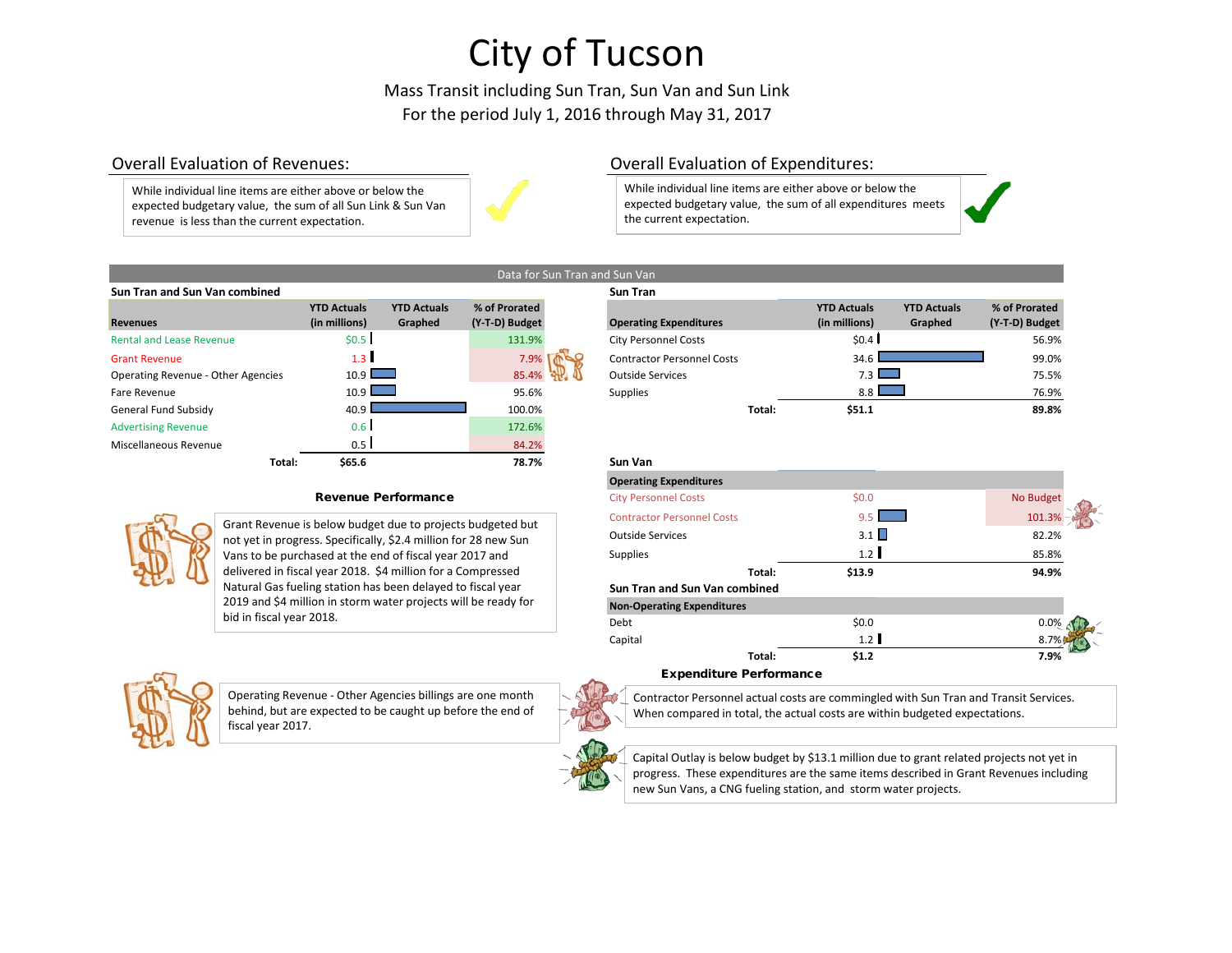# City of Tucson

Mass Transit including Sun Tran, Sun Van and Sun Link
For the period July 1, 2016 through May 31, 2017

## Overall Evaluation of Revenues:

While individual line items are either above or below the expected budgetary value, the sum of all Sun Link & Sun Van revenue is less than the current expectation.

## Overall Evaluation of Expenditures:

While individual line items are either above or below the expected budgetary value, the sum of all expenditures meets the current expectation.

### Data for Sun Tran and Sun Van

**Sun Tran and Sun Van combined**

| Revenues | YTD Actuals (in millions) | YTD Actuals Graphed | % of Prorated (Y-T-D) Budget |
|---|---|---|---|
| Rental and Lease Revenue | $0.5 | | 131.9% |
| Grant Revenue | 1.3 | | 7.9% |
| Operating Revenue - Other Agencies | 10.9 | | 85.4% |
| Fare Revenue | 10.9 | | 95.6% |
| General Fund Subsidy | 40.9 | | 100.0% |
| Advertising Revenue | 0.6 | | 172.6% |
| Miscellaneous Revenue | 0.5 | | 84.2% |
| **Total:** | **$65.6** | | **78.7%** |

**Sun Tran**

| Operating Expenditures | YTD Actuals (in millions) | YTD Actuals Graphed | % of Prorated (Y-T-D) Budget |
|---|---|---|---|
| City Personnel Costs | $0.4 | | 56.9% |
| Contractor Personnel Costs | 34.6 | | 99.0% |
| Outside Services | 7.3 | | 75.5% |
| Supplies | 8.8 | | 76.9% |
| **Total:** | **$51.1** | | **89.8%** |

**Sun Van**

| Operating Expenditures | YTD Actuals (in millions) | YTD Actuals Graphed | % of Prorated (Y-T-D) Budget |
|---|---|---|---|
| City Personnel Costs | $0.0 | | No Budget |
| Contractor Personnel Costs | 9.5 | | 101.3% |
| Outside Services | 3.1 | | 82.2% |
| Supplies | 1.2 | | 85.8% |
| **Total:** | **$13.9** | | **94.9%** |

**Sun Tran and Sun Van combined**

| Non-Operating Expenditures | YTD Actuals (in millions) | YTD Actuals Graphed | % of Prorated (Y-T-D) Budget |
|---|---|---|---|
| Debt | $0.0 | | 0.0% |
| Capital | 1.2 | | 8.7% |
| **Total:** | **$1.2** | | **7.9%** |

### Revenue Performance

Grant Revenue is below budget due to projects budgeted but not yet in progress. Specifically, $2.4 million for 28 new Sun Vans to be purchased at the end of fiscal year 2017 and delivered in fiscal year 2018. $4 million for a Compressed Natural Gas fueling station has been delayed to fiscal year 2019 and $4 million in storm water projects will be ready for bid in fiscal year 2018.

Operating Revenue - Other Agencies billings are one month behind, but are expected to be caught up before the end of fiscal year 2017.

### Expenditure Performance

Contractor Personnel actual costs are commingled with Sun Tran and Transit Services. When compared in total, the actual costs are within budgeted expectations.

Capital Outlay is below budget by $13.1 million due to grant related projects not yet in progress. These expenditures are the same items described in Grant Revenues including new Sun Vans, a CNG fueling station, and storm water projects.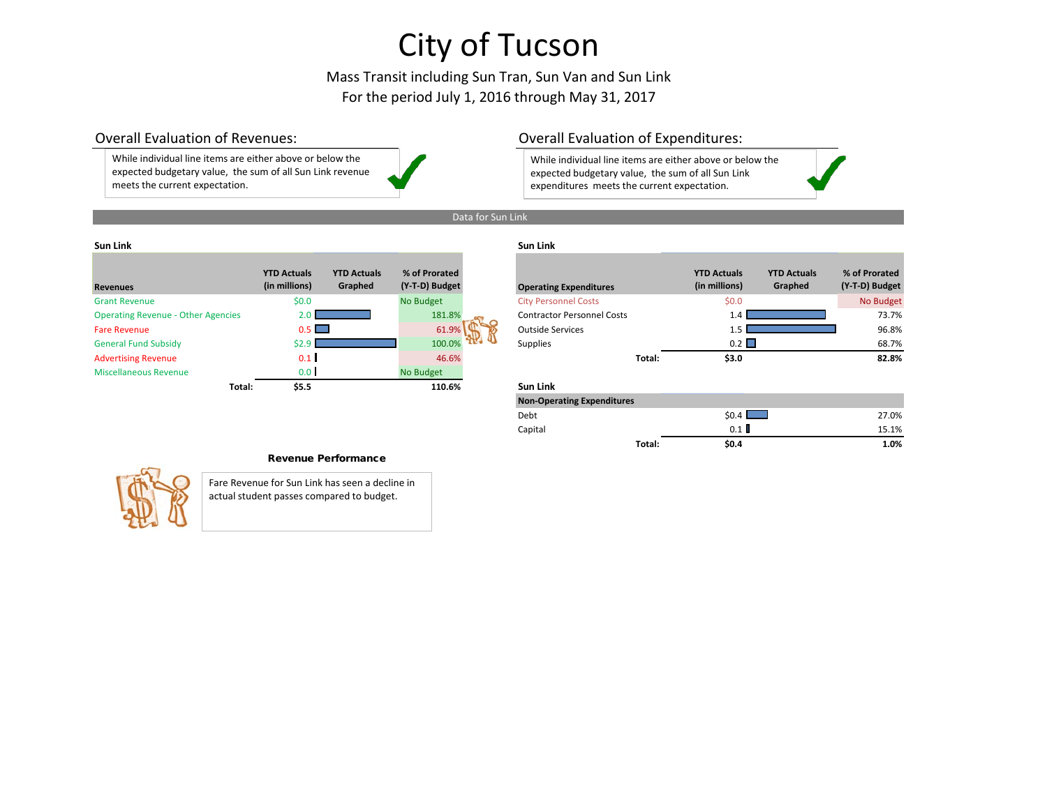# City of Tucson

Mass Transit including Sun Tran, Sun Van and Sun Link
For the period July 1, 2016 through May 31, 2017

## Overall Evaluation of Revenues:

While individual line items are either above or below the expected budgetary value, the sum of all Sun Link revenue meets the current expectation.

## Overall Evaluation of Expenditures:

While individual line items are either above or below the expected budgetary value, the sum of all Sun Link expenditures meets the current expectation.

### Data for Sun Link

**Sun Link**

| Revenues | YTD Actuals (in millions) | YTD Actuals Graphed | % of Prorated (Y-T-D) Budget |
|---|---|---|---|
| Grant Revenue | $0.0 | | No Budget |
| Operating Revenue - Other Agencies | 2.0 | | 181.8% |
| Fare Revenue | 0.5 | | 61.9% |
| General Fund Subsidy | $2.9 | | 100.0% |
| Advertising Revenue | 0.1 | | 46.6% |
| Miscellaneous Revenue | 0.0 | | No Budget |
| **Total:** | **$5.5** | | **110.6%** |

**Sun Link**

| Operating Expenditures | YTD Actuals (in millions) | YTD Actuals Graphed | % of Prorated (Y-T-D) Budget |
|---|---|---|---|
| City Personnel Costs | $0.0 | | No Budget |
| Contractor Personnel Costs | 1.4 | | 73.7% |
| Outside Services | 1.5 | | 96.8% |
| Supplies | 0.2 | | 68.7% |
| **Total:** | **$3.0** | | **82.8%** |

**Sun Link**

| Non-Operating Expenditures | YTD Actuals (in millions) | YTD Actuals Graphed | % of Prorated (Y-T-D) Budget |
|---|---|---|---|
| Debt | $0.4 | | 27.0% |
| Capital | 0.1 | | 15.1% |
| **Total:** | **$0.4** | | **1.0%** |

### Revenue Performance

Fare Revenue for Sun Link has seen a decline in actual student passes compared to budget.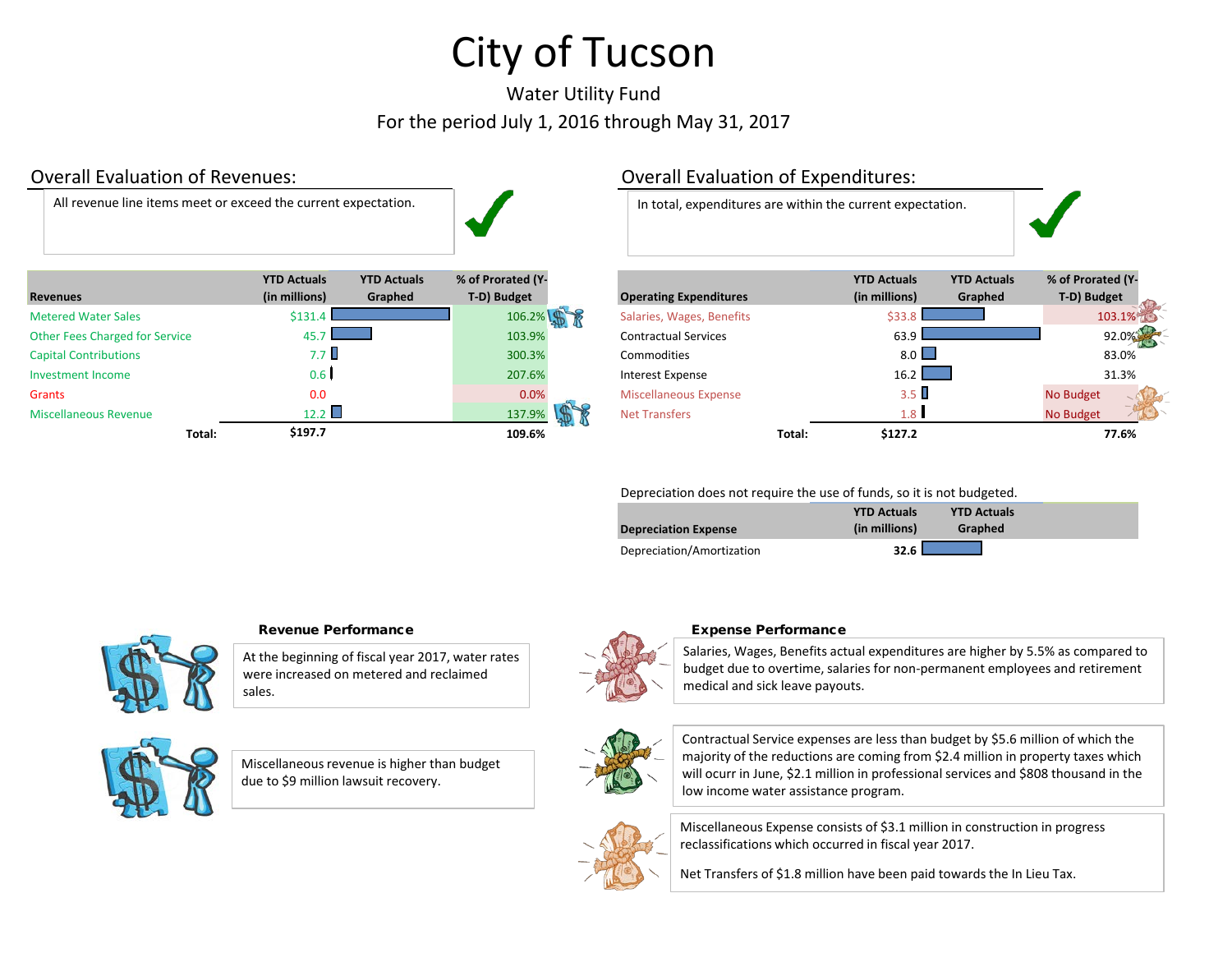# City of Tucson

Water Utility Fund

For the period July 1, 2016 through May 31, 2017

## Overall Evaluation of Revenues:

All revenue line items meet or exceed the current expectation.

| Revenues | YTD Actuals (in millions) | YTD Actuals Graphed | % of Prorated (Y-T-D) Budget |
|---|---|---|---|
| Metered Water Sales | $131.4 | | 106.2% |
| Other Fees Charged for Service | 45.7 | | 103.9% |
| Capital Contributions | 7.7 | | 300.3% |
| Investment Income | 0.6 | | 207.6% |
| Grants | 0.0 | | 0.0% |
| Miscellaneous Revenue | 12.2 | | 137.9% |
| **Total:** | **$197.7** | | **109.6%** |

## Overall Evaluation of Expenditures:

In total, expenditures are within the current expectation.

| Operating Expenditures | YTD Actuals (in millions) | YTD Actuals Graphed | % of Prorated (Y-T-D) Budget |
|---|---|---|---|
| Salaries, Wages, Benefits | $33.8 | | 103.1% |
| Contractual Services | 63.9 | | 92.0% |
| Commodities | 8.0 | | 83.0% |
| Interest Expense | 16.2 | | 31.3% |
| Miscellaneous Expense | 3.5 | | No Budget |
| Net Transfers | 1.8 | | No Budget |
| **Total:** | **$127.2** | | **77.6%** |

Depreciation does not require the use of funds, so it is not budgeted.

| Depreciation Expense | YTD Actuals (in millions) | YTD Actuals Graphed |
|---|---|---|
| Depreciation/Amortization | **32.6** | |

### Revenue Performance

At the beginning of fiscal year 2017, water rates were increased on metered and reclaimed sales.

Miscellaneous revenue is higher than budget due to $9 million lawsuit recovery.

### Expense Performance

Salaries, Wages, Benefits actual expenditures are higher by 5.5% as compared to budget due to overtime, salaries for non-permanent employees and retirement medical and sick leave payouts.

Contractual Service expenses are less than budget by $5.6 million of which the majority of the reductions are coming from $2.4 million in property taxes which will ocurr in June, $2.1 million in professional services and $808 thousand in the low income water assistance program.

Miscellaneous Expense consists of $3.1 million in construction in progress reclassifications which occurred in fiscal year 2017.

Net Transfers of $1.8 million have been paid towards the In Lieu Tax.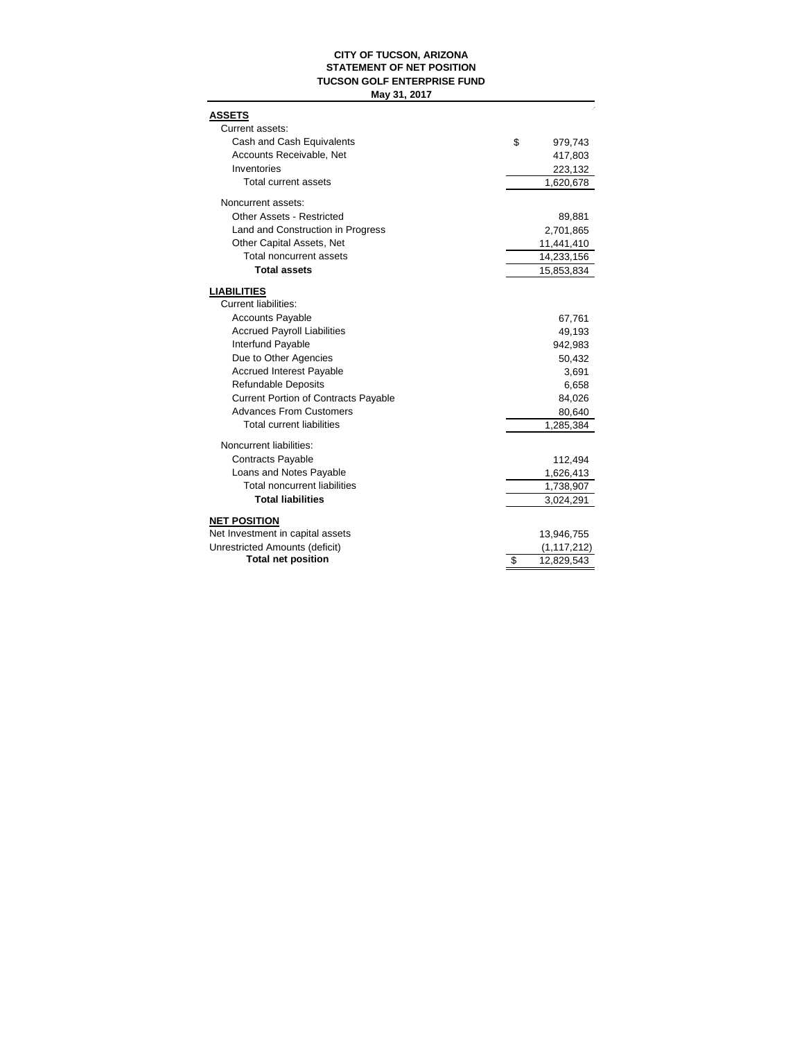**CITY OF TUCSON, ARIZONA**
**STATEMENT OF NET POSITION**
**TUCSON GOLF ENTERPRISE FUND**
**May 31, 2017**

| | |
|---|---|
| **ASSETS** | |
| Current assets: | |
| Cash and Cash Equivalents | $ 979,743 |
| Accounts Receivable, Net | 417,803 |
| Inventories | 223,132 |
| Total current assets | 1,620,678 |
| Noncurrent assets: | |
| Other Assets - Restricted | 89,881 |
| Land and Construction in Progress | 2,701,865 |
| Other Capital Assets, Net | 11,441,410 |
| Total noncurrent assets | 14,233,156 |
| **Total assets** | 15,853,834 |
| **LIABILITIES** | |
| Current liabilities: | |
| Accounts Payable | 67,761 |
| Accrued Payroll Liabilities | 49,193 |
| Interfund Payable | 942,983 |
| Due to Other Agencies | 50,432 |
| Accrued Interest Payable | 3,691 |
| Refundable Deposits | 6,658 |
| Current Portion of Contracts Payable | 84,026 |
| Advances From Customers | 80,640 |
| Total current liabilities | 1,285,384 |
| Noncurrent liabilities: | |
| Contracts Payable | 112,494 |
| Loans and Notes Payable | 1,626,413 |
| Total noncurrent liabilities | 1,738,907 |
| **Total liabilities** | 3,024,291 |
| **NET POSITION** | |
| Net Investment in capital assets | 13,946,755 |
| Unrestricted Amounts (deficit) | (1,117,212) |
| **Total net position** | $ 12,829,543 |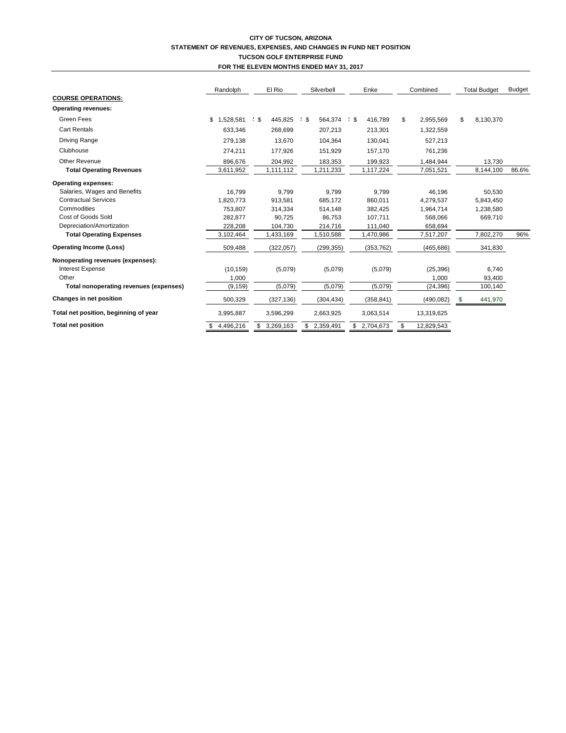**CITY OF TUCSON, ARIZONA**
**STATEMENT OF REVENUES, EXPENSES, AND CHANGES IN FUND NET POSITION**
**TUCSON GOLF ENTERPRISE FUND**
**FOR THE ELEVEN MONTHS ENDED MAY 31, 2017**

| | Randolph | El Rio | Silverbell | Enke | Combined | Total Budget | Budget |
|---|---|---|---|---|---|---|---|
| **COURSE OPERATIONS:** | | | | | | | |
| **Operating revenues:** | | | | | | | |
| Green Fees | $ 1,528,581 | $ 445,825 | $ 564,374 | $ 416,789 | $ 2,955,569 | $ 8,130,370 | |
| Cart Rentals | 633,346 | 268,699 | 207,213 | 213,301 | 1,322,559 | | |
| Driving Range | 279,138 | 13,670 | 104,364 | 130,041 | 527,213 | | |
| Clubhouse | 274,211 | 177,926 | 151,929 | 157,170 | 761,236 | | |
| Other Revenue | 896,676 | 204,992 | 183,353 | 199,923 | 1,484,944 | 13,730 | |
| **Total Operating Revenues** | 3,611,952 | 1,111,112 | 1,211,233 | 1,117,224 | 7,051,521 | 8,144,100 | 86.6% |
| **Operating expenses:** | | | | | | | |
| Salaries, Wages and Benefits | 16,799 | 9,799 | 9,799 | 9,799 | 46,196 | 50,530 | |
| Contractual Services | 1,820,773 | 913,581 | 685,172 | 860,011 | 4,279,537 | 5,843,450 | |
| Commodities | 753,807 | 314,334 | 514,148 | 382,425 | 1,964,714 | 1,238,580 | |
| Cost of Goods Sold | 282,877 | 90,725 | 86,753 | 107,711 | 568,066 | 669,710 | |
| Depreciation/Amortization | 228,208 | 104,730 | 214,716 | 111,040 | 658,694 | | |
| **Total Operating Expenses** | 3,102,464 | 1,433,169 | 1,510,588 | 1,470,986 | 7,517,207 | 7,802,270 | 96% |
| **Operating Income (Loss)** | 509,488 | (322,057) | (299,355) | (353,762) | (465,686) | 341,830 | |
| **Nonoperating revenues (expenses):** | | | | | | | |
| Interest Expense | (10,159) | (5,079) | (5,079) | (5,079) | (25,396) | 6,740 | |
| Other | 1,000 | | | | 1,000 | 93,400 | |
| **Total nonoperating revenues (expenses)** | (9,159) | (5,079) | (5,079) | (5,079) | (24,396) | 100,140 | |
| **Changes in net position** | 500,329 | (327,136) | (304,434) | (358,841) | (490,082) | $ 441,970 | |
| **Total net position, beginning of year** | 3,995,887 | 3,596,299 | 2,663,925 | 3,063,514 | 13,319,625 | | |
| **Total net position** | $ 4,496,216 | $ 3,269,163 | $ 2,359,491 | $ 2,704,673 | $ 12,829,543 | | |